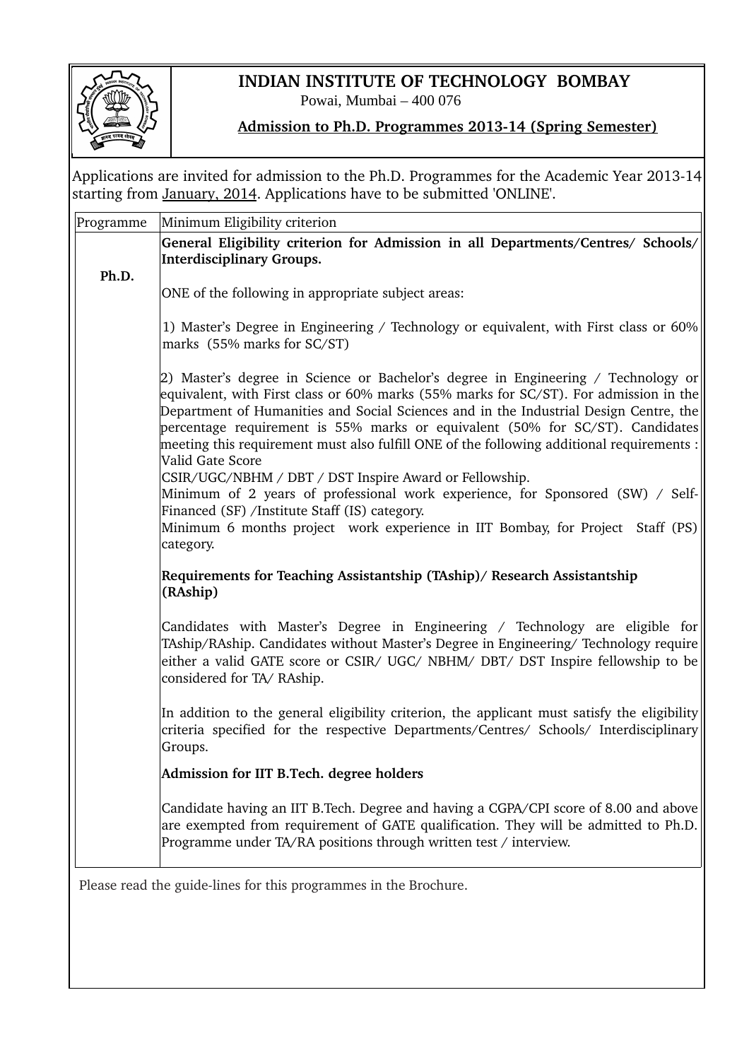# INDIAN INSTITUTE OF TECHNOLOGY BOMBAY

Powai, Mumbai – 400 076

## Admission to Ph.D. Programmes 2013-14 (Spring Semester)

Applications are invited for admission to the Ph.D. Programmes for the Academic Year 2013-14 starting from January, 2014. Applications have to be submitted 'ONLINE'.

| Programme | Minimum Eligibility criterion |
| --- | --- |
| **Ph.D.** | **General Eligibility criterion for Admission in all Departments/Centres/ Schools/ Interdisciplinary Groups.**<br><br>ONE of the following in appropriate subject areas:<br><br>1) Master's Degree in Engineering / Technology or equivalent, with First class or 60% marks (55% marks for SC/ST)<br><br>2) Master's degree in Science or Bachelor's degree in Engineering / Technology or equivalent, with First class or 60% marks (55% marks for SC/ST). For admission in the Department of Humanities and Social Sciences and in the Industrial Design Centre, the percentage requirement is 55% marks or equivalent (50% for SC/ST). Candidates meeting this requirement must also fulfill ONE of the following additional requirements :<br>Valid Gate Score<br>CSIR/UGC/NBHM / DBT / DST Inspire Award or Fellowship.<br>Minimum of 2 years of professional work experience, for Sponsored (SW) / Self-Financed (SF) /Institute Staff (IS) category.<br>Minimum 6 months project work experience in IIT Bombay, for Project Staff (PS) category.<br><br>**Requirements for Teaching Assistantship (TAship)/ Research Assistantship (RAship)**<br><br>Candidates with Master's Degree in Engineering / Technology are eligible for TAship/RAship. Candidates without Master's Degree in Engineering/ Technology require either a valid GATE score or CSIR/ UGC/ NBHM/ DBT/ DST Inspire fellowship to be considered for TA/ RAship.<br><br>In addition to the general eligibility criterion, the applicant must satisfy the eligibility criteria specified for the respective Departments/Centres/ Schools/ Interdisciplinary Groups.<br><br>**Admission for IIT B.Tech. degree holders**<br><br>Candidate having an IIT B.Tech. Degree and having a CGPA/CPI score of 8.00 and above are exempted from requirement of GATE qualification. They will be admitted to Ph.D. Programme under TA/RA positions through written test / interview. |

Please read the guide-lines for this programmes in the Brochure.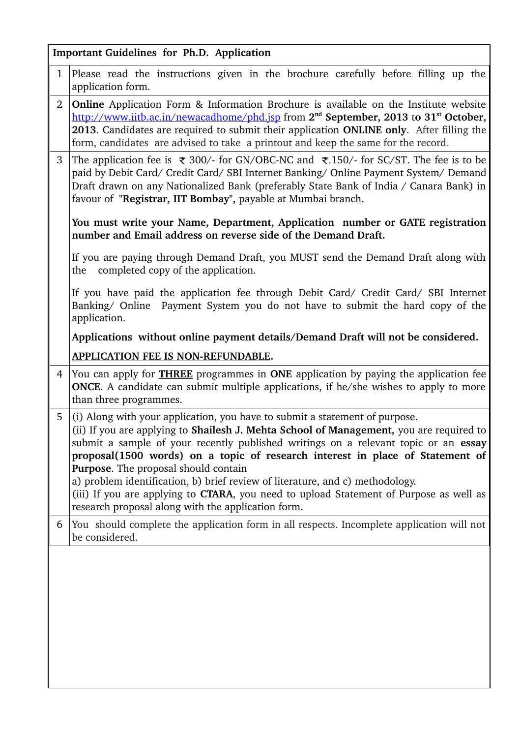| **Important Guidelines for Ph.D. Application** | |
|---|---|
| 1 | Please read the instructions given in the brochure carefully before filling up the application form. |
| 2 | **Online** Application Form & Information Brochure is available on the Institute website [http://www.iitb.ac.in/newacadhome/phd.jsp](http://www.iitb.ac.in/newacadhome/phd.jsp) from **2nd September, 2013 to 31st October, 2013**. Candidates are required to submit their application **ONLINE only**. After filling the form, candidates are advised to take a printout and keep the same for the record. |
| 3 | The application fee is ₹ 300/- for GN/OBC-NC and ₹.150/- for SC/ST. The fee is to be paid by Debit Card/ Credit Card/ SBI Internet Banking/ Online Payment System/ Demand Draft drawn on any Nationalized Bank (preferably State Bank of India / Canara Bank) in favour of "**Registrar, IIT Bombay**", payable at Mumbai branch.<br><br>**You must write your Name, Department, Application number or GATE registration number and Email address on reverse side of the Demand Draft.**<br><br>If you are paying through Demand Draft, you MUST send the Demand Draft along with the completed copy of the application.<br><br>If you have paid the application fee through Debit Card/ Credit Card/ SBI Internet Banking/ Online Payment System you do not have to submit the hard copy of the application.<br><br>**Applications without online payment details/Demand Draft will not be considered.**<br><br>**APPLICATION FEE IS NON-REFUNDABLE.** |
| 4 | You can apply for **THREE** programmes in **ONE** application by paying the application fee **ONCE**. A candidate can submit multiple applications, if he/she wishes to apply to more than three programmes. |
| 5 | (i) Along with your application, you have to submit a statement of purpose.<br>(ii) If you are applying to **Shailesh J. Mehta School of Management,** you are required to submit a sample of your recently published writings on a relevant topic or an **essay proposal(1500 words) on a topic of research interest in place of Statement of Purpose**. The proposal should contain<br>a) problem identification, b) brief review of literature, and c) methodology.<br>(iii) If you are applying to **CTARA**, you need to upload Statement of Purpose as well as research proposal along with the application form. |
| 6 | You should complete the application form in all respects. Incomplete application will not be considered. |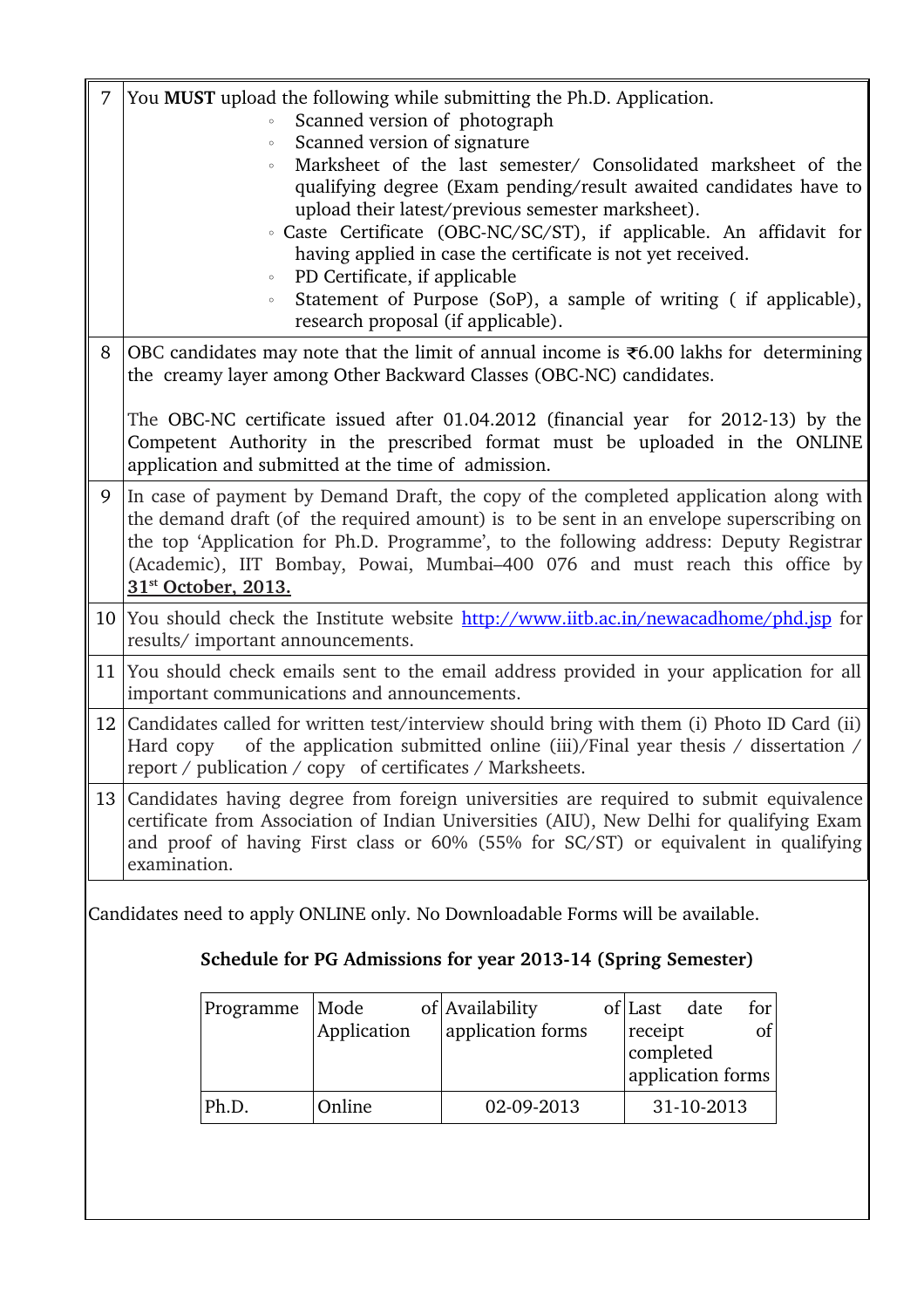| | |
|---|---|
| 7 | You **MUST** upload the following while submitting the Ph.D. Application.<br>◦ Scanned version of photograph<br>◦ Scanned version of signature<br>◦ Marksheet of the last semester/ Consolidated marksheet of the qualifying degree (Exam pending/result awaited candidates have to upload their latest/previous semester marksheet).<br>◦ Caste Certificate (OBC-NC/SC/ST), if applicable. An affidavit for having applied in case the certificate is not yet received.<br>◦ PD Certificate, if applicable<br>◦ Statement of Purpose (SoP), a sample of writing ( if applicable), research proposal (if applicable). |
| 8 | OBC candidates may note that the limit of annual income is ₹6.00 lakhs for determining the creamy layer among Other Backward Classes (OBC-NC) candidates.<br><br>The OBC-NC certificate issued after 01.04.2012 (financial year for 2012-13) by the Competent Authority in the prescribed format must be uploaded in the ONLINE application and submitted at the time of admission. |
| 9 | In case of payment by Demand Draft, the copy of the completed application along with the demand draft (of the required amount) is to be sent in an envelope superscribing on the top 'Application for Ph.D. Programme', to the following address: Deputy Registrar (Academic), IIT Bombay, Powai, Mumbai–400 076 and must reach this office by **31st October, 2013.** |
| 10 | You should check the Institute website http://www.iitb.ac.in/newacadhome/phd.jsp for results/ important announcements. |
| 11 | You should check emails sent to the email address provided in your application for all important communications and announcements. |
| 12 | Candidates called for written test/interview should bring with them (i) Photo ID Card (ii) Hard copy of the application submitted online (iii)/Final year thesis / dissertation / report / publication / copy of certificates / Marksheets. |
| 13 | Candidates having degree from foreign universities are required to submit equivalence certificate from Association of Indian Universities (AIU), New Delhi for qualifying Exam and proof of having First class or 60% (55% for SC/ST) or equivalent in qualifying examination. |

Candidates need to apply ONLINE only. No Downloadable Forms will be available.

**Schedule for PG Admissions for year 2013-14 (Spring Semester)**

| Programme | Mode of Application | Availability of application forms | Last date for receipt of completed application forms |
|---|---|---|---|
| Ph.D. | Online | 02-09-2013 | 31-10-2013 |